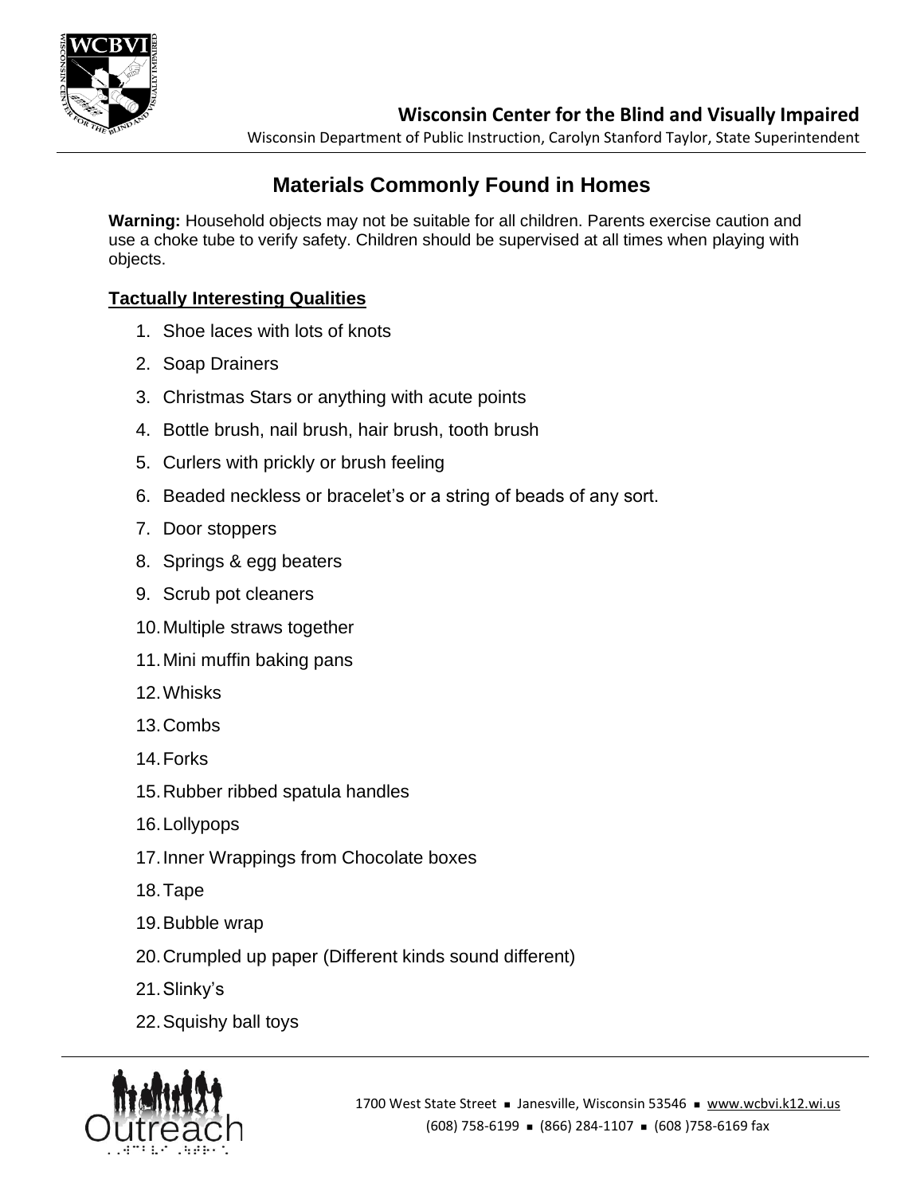**Wisconsin Center for the Blind and Visually Impaired**

Wisconsin Department of Public Instruction, Carolyn Stanford Taylor, State Superintendent

# Materials Commonly Found in Homes

**Warning:** Household objects may not be suitable for all children. Parents exercise caution and use a choke tube to verify safety. Children should be supervised at all times when playing with objects.

## Tactually Interesting Qualities

1. Shoe laces with lots of knots
2. Soap Drainers
3. Christmas Stars or anything with acute points
4. Bottle brush, nail brush, hair brush, tooth brush
5. Curlers with prickly or brush feeling
6. Beaded neckless or bracelet's or a string of beads of any sort.
7. Door stoppers
8. Springs & egg beaters
9. Scrub pot cleaners
10. Multiple straws together
11. Mini muffin baking pans
12. Whisks
13. Combs
14. Forks
15. Rubber ribbed spatula handles
16. Lollypops
17. Inner Wrappings from Chocolate boxes
18. Tape
19. Bubble wrap
20. Crumpled up paper (Different kinds sound different)
21. Slinky's
22. Squishy ball toys

1700 West State Street ■ Janesville, Wisconsin 53546 ■ www.wcbvi.k12.wi.us
(608) 758-6199 ■ (866) 284-1107 ■ (608 )758-6169 fax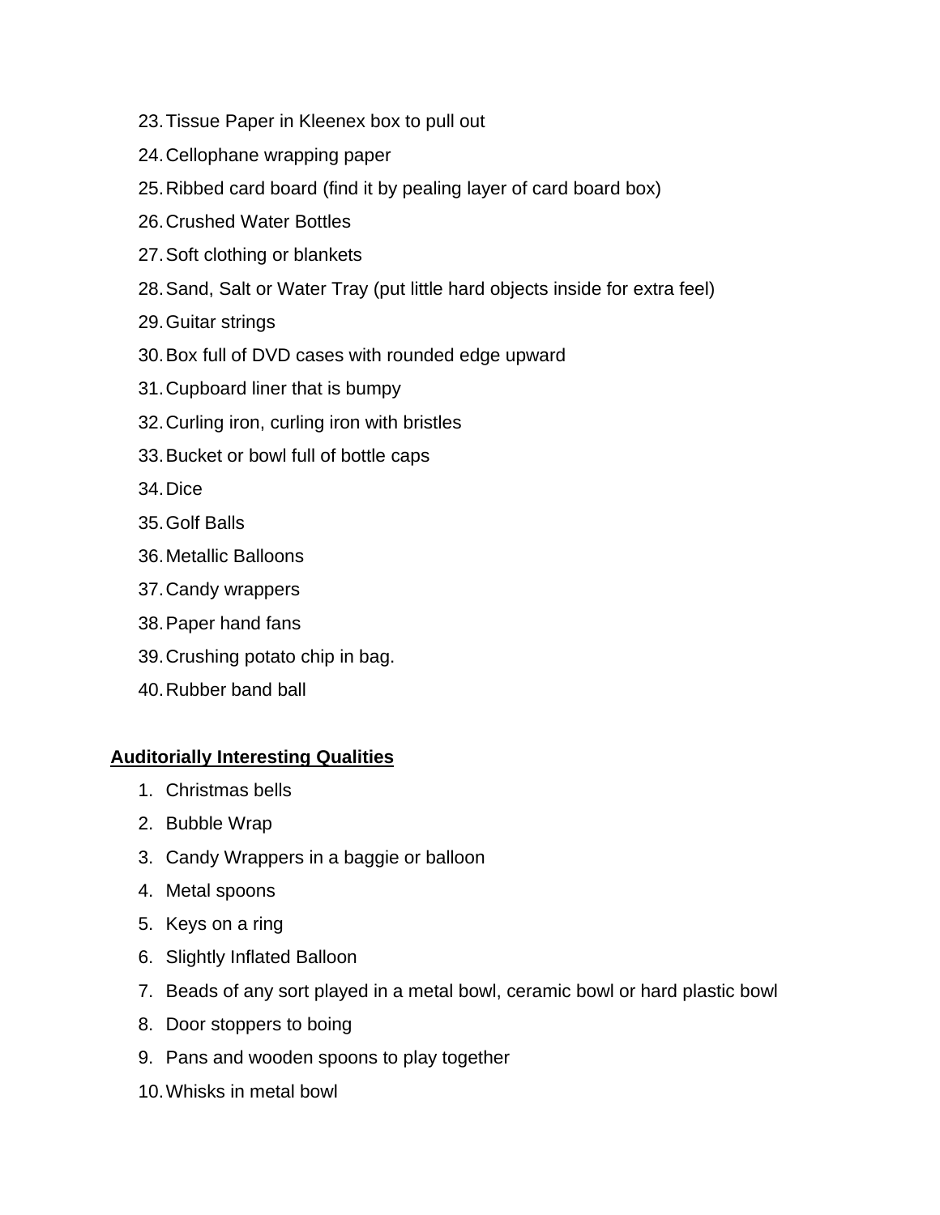23. Tissue Paper in Kleenex box to pull out
24. Cellophane wrapping paper
25. Ribbed card board (find it by pealing layer of card board box)
26. Crushed Water Bottles
27. Soft clothing or blankets
28. Sand, Salt or Water Tray (put little hard objects inside for extra feel)
29. Guitar strings
30. Box full of DVD cases with rounded edge upward
31. Cupboard liner that is bumpy
32. Curling iron, curling iron with bristles
33. Bucket or bowl full of bottle caps
34. Dice
35. Golf Balls
36. Metallic Balloons
37. Candy wrappers
38. Paper hand fans
39. Crushing potato chip in bag.
40. Rubber band ball

**Auditorially Interesting Qualities**

1. Christmas bells
2. Bubble Wrap
3. Candy Wrappers in a baggie or balloon
4. Metal spoons
5. Keys on a ring
6. Slightly Inflated Balloon
7. Beads of any sort played in a metal bowl, ceramic bowl or hard plastic bowl
8. Door stoppers to boing
9. Pans and wooden spoons to play together
10. Whisks in metal bowl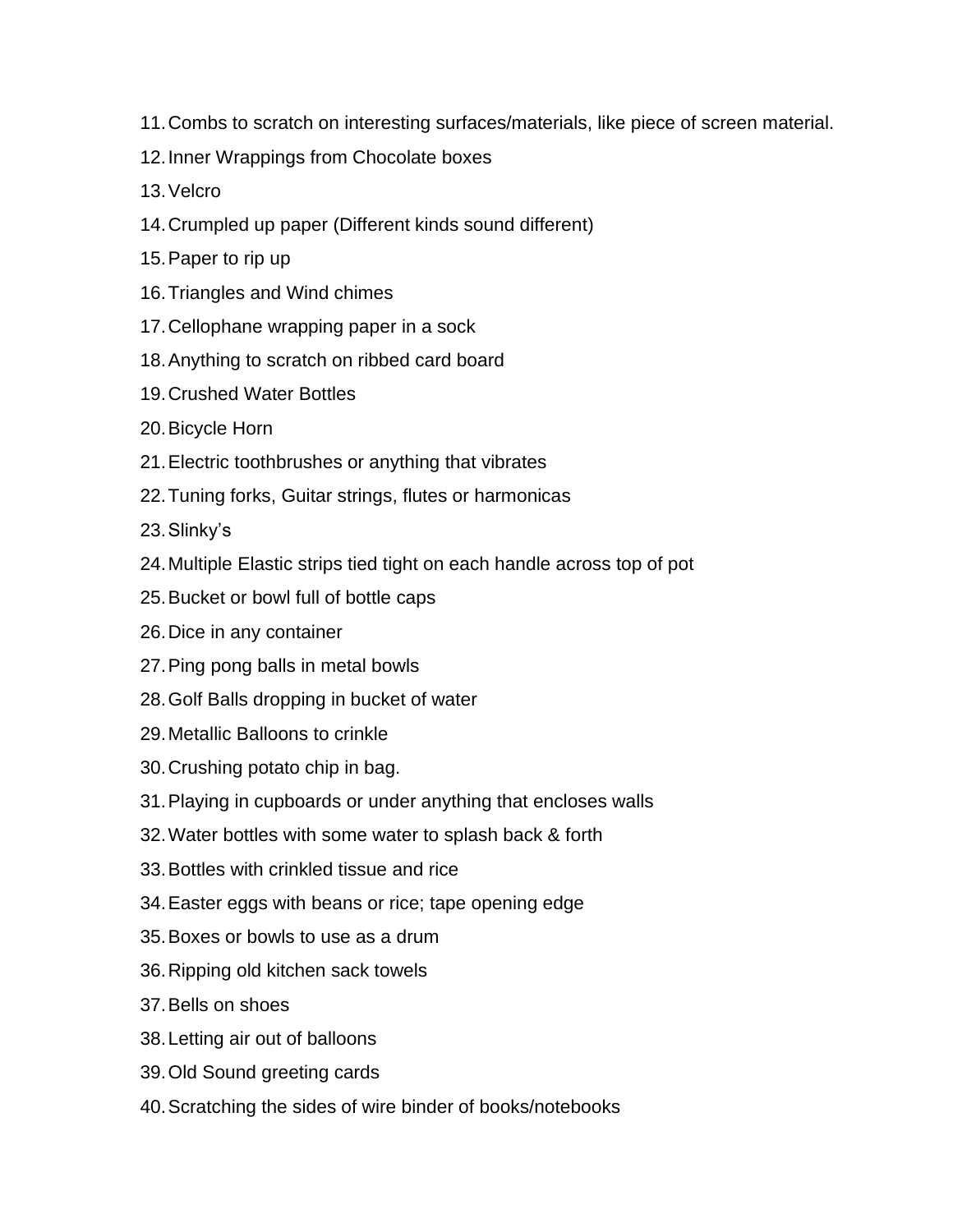11. Combs to scratch on interesting surfaces/materials, like piece of screen material.
12. Inner Wrappings from Chocolate boxes
13. Velcro
14. Crumpled up paper (Different kinds sound different)
15. Paper to rip up
16. Triangles and Wind chimes
17. Cellophane wrapping paper in a sock
18. Anything to scratch on ribbed card board
19. Crushed Water Bottles
20. Bicycle Horn
21. Electric toothbrushes or anything that vibrates
22. Tuning forks, Guitar strings, flutes or harmonicas
23. Slinky's
24. Multiple Elastic strips tied tight on each handle across top of pot
25. Bucket or bowl full of bottle caps
26. Dice in any container
27. Ping pong balls in metal bowls
28. Golf Balls dropping in bucket of water
29. Metallic Balloons to crinkle
30. Crushing potato chip in bag.
31. Playing in cupboards or under anything that encloses walls
32. Water bottles with some water to splash back & forth
33. Bottles with crinkled tissue and rice
34. Easter eggs with beans or rice; tape opening edge
35. Boxes or bowls to use as a drum
36. Ripping old kitchen sack towels
37. Bells on shoes
38. Letting air out of balloons
39. Old Sound greeting cards
40. Scratching the sides of wire binder of books/notebooks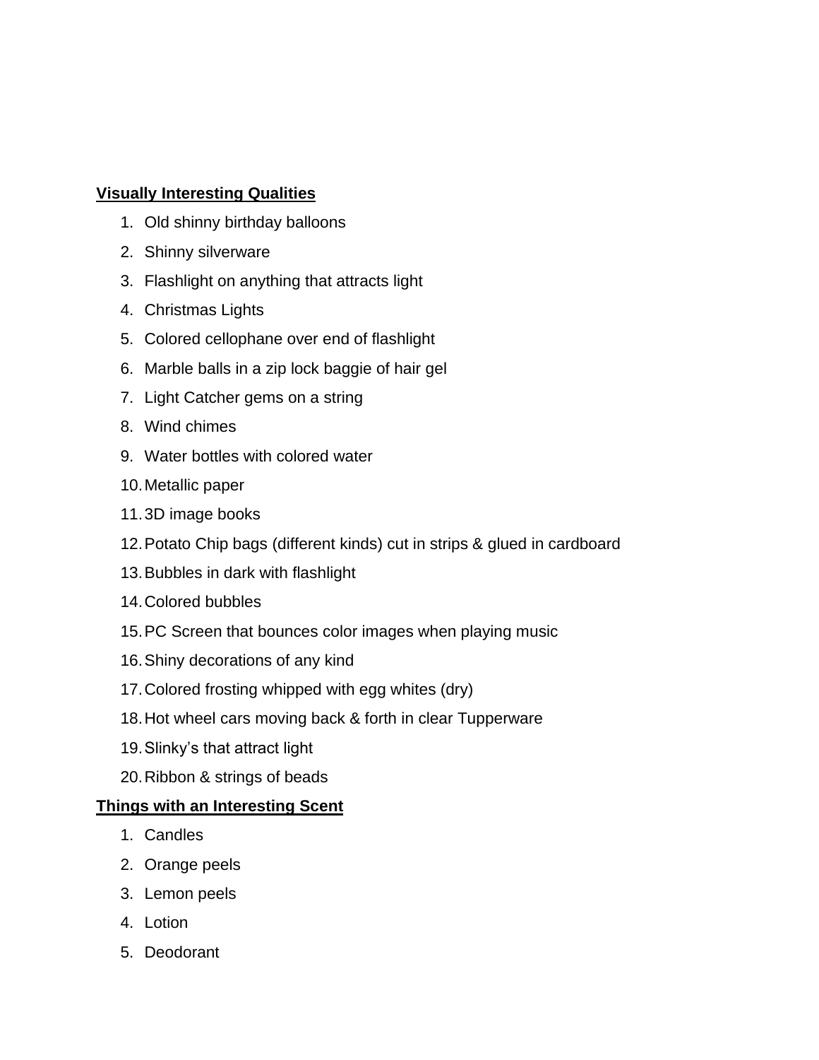**Visually Interesting Qualities**

1. Old shinny birthday balloons
2. Shinny silverware
3. Flashlight on anything that attracts light
4. Christmas Lights
5. Colored cellophane over end of flashlight
6. Marble balls in a zip lock baggie of hair gel
7. Light Catcher gems on a string
8. Wind chimes
9. Water bottles with colored water
10. Metallic paper
11. 3D image books
12. Potato Chip bags (different kinds) cut in strips & glued in cardboard
13. Bubbles in dark with flashlight
14. Colored bubbles
15. PC Screen that bounces color images when playing music
16. Shiny decorations of any kind
17. Colored frosting whipped with egg whites (dry)
18. Hot wheel cars moving back & forth in clear Tupperware
19. Slinky's that attract light
20. Ribbon & strings of beads

**Things with an Interesting Scent**

1. Candles
2. Orange peels
3. Lemon peels
4. Lotion
5. Deodorant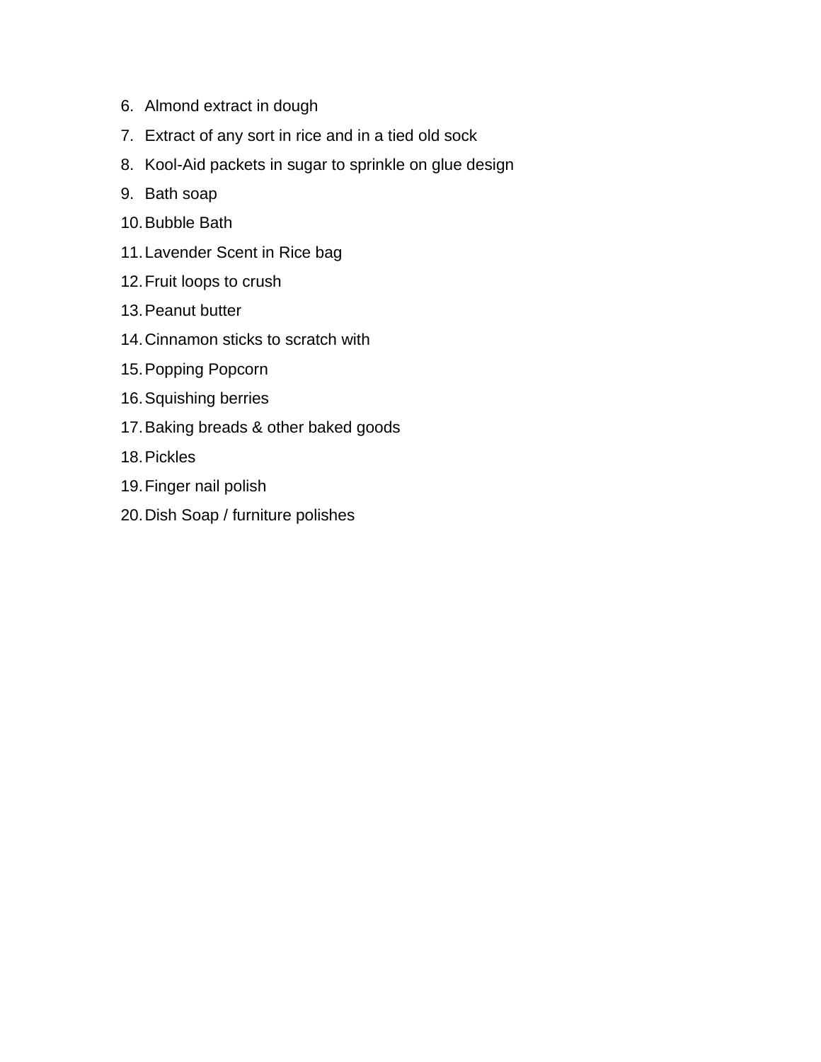6. Almond extract in dough
7. Extract of any sort in rice and in a tied old sock
8. Kool-Aid packets in sugar to sprinkle on glue design
9. Bath soap
10. Bubble Bath
11. Lavender Scent in Rice bag
12. Fruit loops to crush
13. Peanut butter
14. Cinnamon sticks to scratch with
15. Popping Popcorn
16. Squishing berries
17. Baking breads & other baked goods
18. Pickles
19. Finger nail polish
20. Dish Soap / furniture polishes